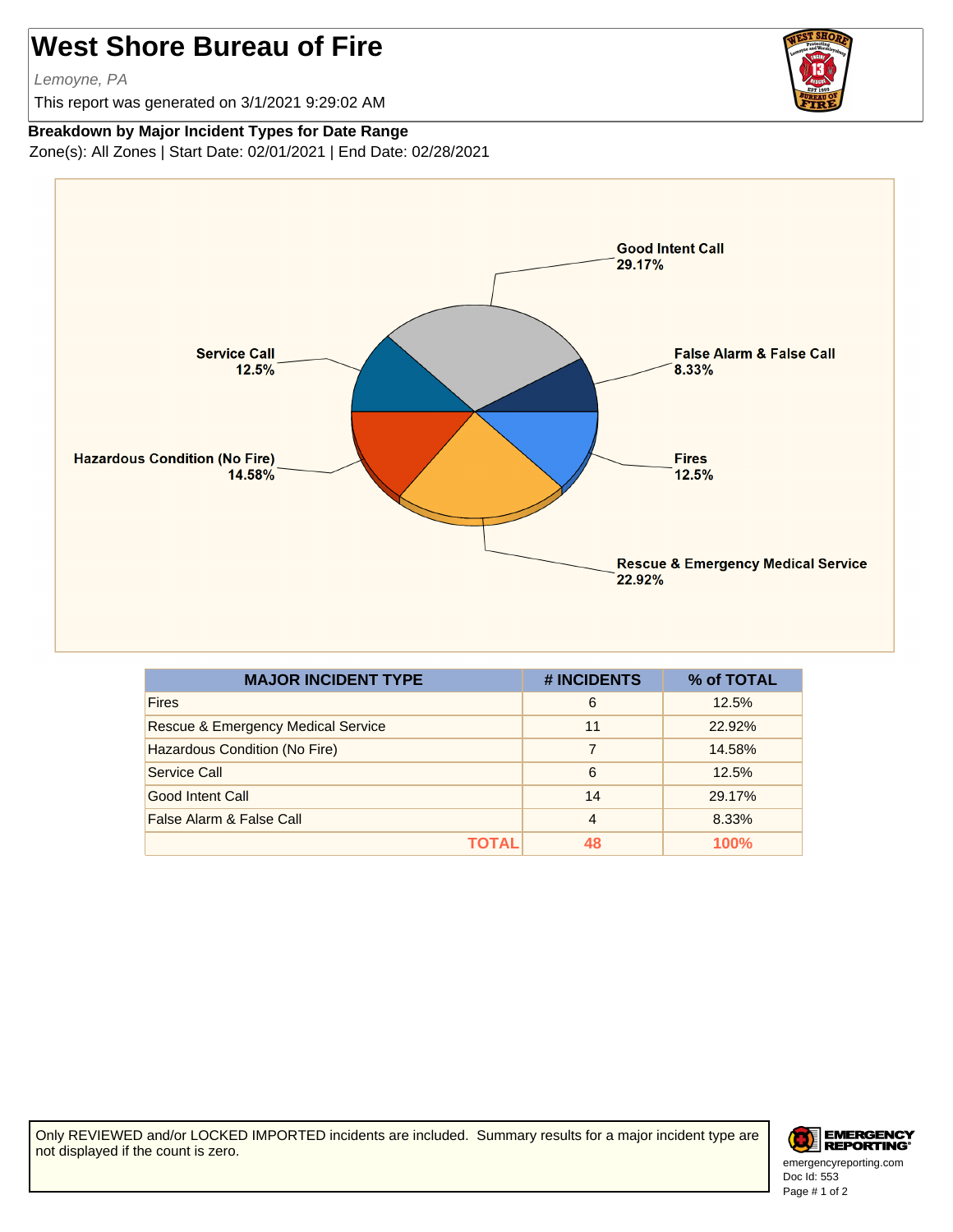# West Shore Bureau of Fire

*Lemoyne, PA*

This report was generated on 3/1/2021 9:29:02 AM

**Breakdown by Major Incident Types for Date Range**

Zone(s): All Zones | Start Date: 02/01/2021 | End Date: 02/28/2021

Good Intent Call 29.17%

False Alarm & False Call 8.33%

Fires 12.5%

Rescue & Emergency Medical Service 22.92%

Hazardous Condition (No Fire) 14.58%

Service Call 12.5%

| MAJOR INCIDENT TYPE | # INCIDENTS | % of TOTAL |
|---|---|---|
| Fires | 6 | 12.5% |
| Rescue & Emergency Medical Service | 11 | 22.92% |
| Hazardous Condition (No Fire) | 7 | 14.58% |
| Service Call | 6 | 12.5% |
| Good Intent Call | 14 | 29.17% |
| False Alarm & False Call | 4 | 8.33% |
| **TOTAL** | **48** | **100%** |

Only REVIEWED and/or LOCKED IMPORTED incidents are included. Summary results for a major incident type are not displayed if the count is zero.

emergencyreporting.com
Doc Id: 553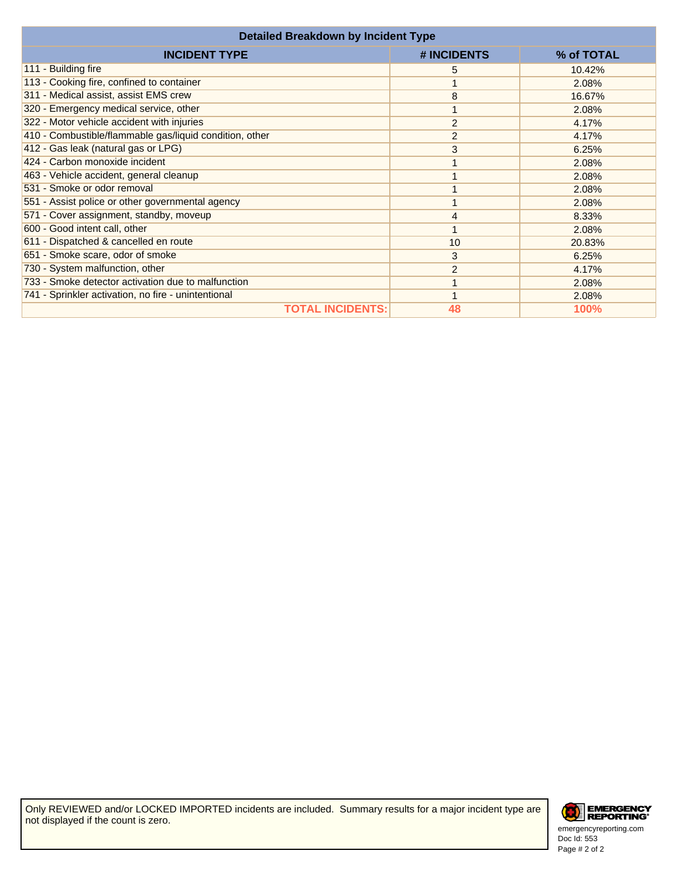| Detailed Breakdown by Incident Type | | |
|---|---|---|
| **INCIDENT TYPE** | **# INCIDENTS** | **% of TOTAL** |
| 111 - Building fire | 5 | 10.42% |
| 113 - Cooking fire, confined to container | 1 | 2.08% |
| 311 - Medical assist, assist EMS crew | 8 | 16.67% |
| 320 - Emergency medical service, other | 1 | 2.08% |
| 322 - Motor vehicle accident with injuries | 2 | 4.17% |
| 410 - Combustible/flammable gas/liquid condition, other | 2 | 4.17% |
| 412 - Gas leak (natural gas or LPG) | 3 | 6.25% |
| 424 - Carbon monoxide incident | 1 | 2.08% |
| 463 - Vehicle accident, general cleanup | 1 | 2.08% |
| 531 - Smoke or odor removal | 1 | 2.08% |
| 551 - Assist police or other governmental agency | 1 | 2.08% |
| 571 - Cover assignment, standby, moveup | 4 | 8.33% |
| 600 - Good intent call, other | 1 | 2.08% |
| 611 - Dispatched & cancelled en route | 10 | 20.83% |
| 651 - Smoke scare, odor of smoke | 3 | 6.25% |
| 730 - System malfunction, other | 2 | 4.17% |
| 733 - Smoke detector activation due to malfunction | 1 | 2.08% |
| 741 - Sprinkler activation, no fire - unintentional | 1 | 2.08% |
| **TOTAL INCIDENTS:** | **48** | **100%** |

Only REVIEWED and/or LOCKED IMPORTED incidents are included. Summary results for a major incident type are not displayed if the count is zero.

EMERGENCY REPORTING
emergencyreporting.com
Doc Id: 553